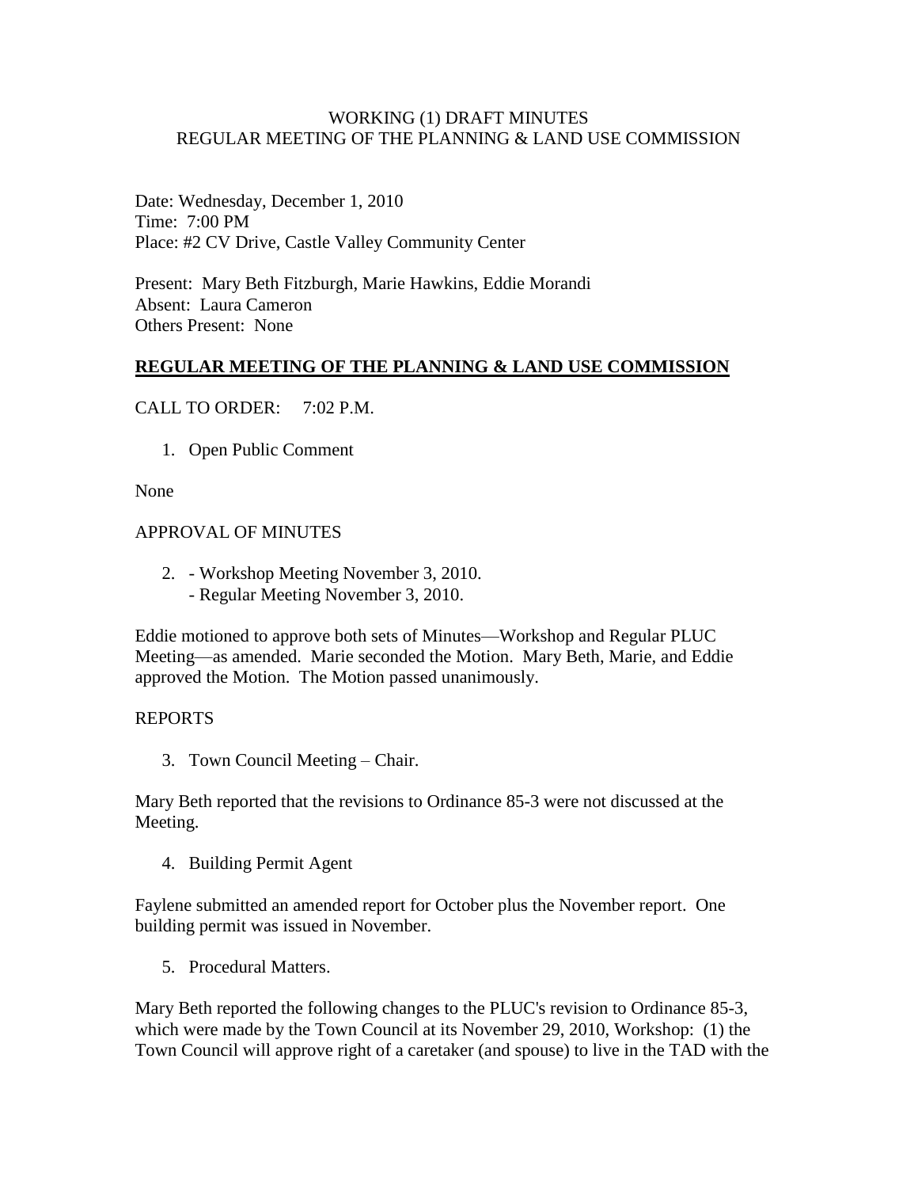WORKING (1) DRAFT MINUTES
REGULAR MEETING OF THE PLANNING & LAND USE COMMISSION

Date: Wednesday, December 1, 2010
Time: 7:00 PM
Place: #2 CV Drive, Castle Valley Community Center

Present: Mary Beth Fitzburgh, Marie Hawkins, Eddie Morandi
Absent: Laura Cameron
Others Present: None

## **REGULAR MEETING OF THE PLANNING & LAND USE COMMISSION**

CALL TO ORDER: 7:02 P.M.

1. Open Public Comment

None

APPROVAL OF MINUTES

2. - Workshop Meeting November 3, 2010.
   - Regular Meeting November 3, 2010.

Eddie motioned to approve both sets of Minutes—Workshop and Regular PLUC Meeting—as amended. Marie seconded the Motion. Mary Beth, Marie, and Eddie approved the Motion. The Motion passed unanimously.

REPORTS

3. Town Council Meeting – Chair.

Mary Beth reported that the revisions to Ordinance 85-3 were not discussed at the Meeting.

4. Building Permit Agent

Faylene submitted an amended report for October plus the November report. One building permit was issued in November.

5. Procedural Matters.

Mary Beth reported the following changes to the PLUC's revision to Ordinance 85-3, which were made by the Town Council at its November 29, 2010, Workshop: (1) the Town Council will approve right of a caretaker (and spouse) to live in the TAD with the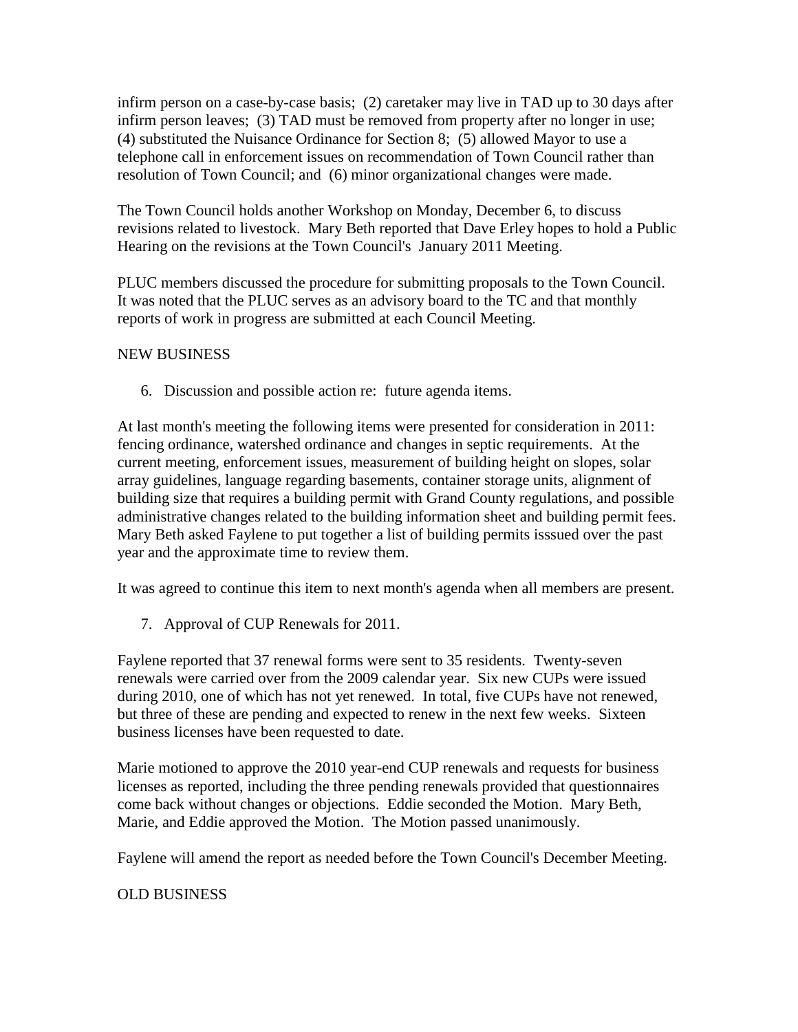infirm person on a case-by-case basis; (2) caretaker may live in TAD up to 30 days after infirm person leaves; (3) TAD must be removed from property after no longer in use; (4) substituted the Nuisance Ordinance for Section 8; (5) allowed Mayor to use a telephone call in enforcement issues on recommendation of Town Council rather than resolution of Town Council; and (6) minor organizational changes were made.

The Town Council holds another Workshop on Monday, December 6, to discuss revisions related to livestock. Mary Beth reported that Dave Erley hopes to hold a Public Hearing on the revisions at the Town Council's January 2011 Meeting.

PLUC members discussed the procedure for submitting proposals to the Town Council. It was noted that the PLUC serves as an advisory board to the TC and that monthly reports of work in progress are submitted at each Council Meeting.

NEW BUSINESS

6. Discussion and possible action re: future agenda items.

At last month's meeting the following items were presented for consideration in 2011: fencing ordinance, watershed ordinance and changes in septic requirements. At the current meeting, enforcement issues, measurement of building height on slopes, solar array guidelines, language regarding basements, container storage units, alignment of building size that requires a building permit with Grand County regulations, and possible administrative changes related to the building information sheet and building permit fees. Mary Beth asked Faylene to put together a list of building permits isssued over the past year and the approximate time to review them.

It was agreed to continue this item to next month's agenda when all members are present.

7. Approval of CUP Renewals for 2011.

Faylene reported that 37 renewal forms were sent to 35 residents. Twenty-seven renewals were carried over from the 2009 calendar year. Six new CUPs were issued during 2010, one of which has not yet renewed. In total, five CUPs have not renewed, but three of these are pending and expected to renew in the next few weeks. Sixteen business licenses have been requested to date.

Marie motioned to approve the 2010 year-end CUP renewals and requests for business licenses as reported, including the three pending renewals provided that questionnaires come back without changes or objections. Eddie seconded the Motion. Mary Beth, Marie, and Eddie approved the Motion. The Motion passed unanimously.

Faylene will amend the report as needed before the Town Council's December Meeting.

OLD BUSINESS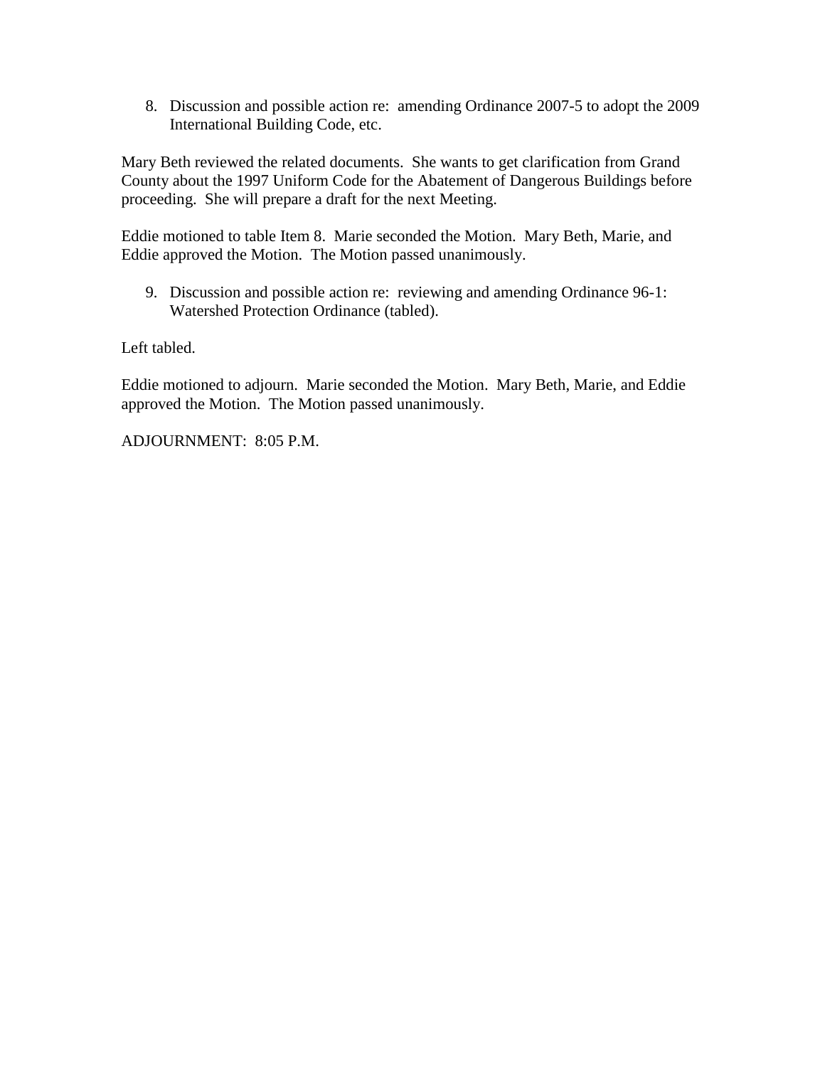8. Discussion and possible action re:  amending Ordinance 2007-5 to adopt the 2009 International Building Code, etc.

Mary Beth reviewed the related documents.  She wants to get clarification from Grand County about the 1997 Uniform Code for the Abatement of Dangerous Buildings before proceeding.  She will prepare a draft for the next Meeting.

Eddie motioned to table Item 8.  Marie seconded the Motion.  Mary Beth, Marie, and Eddie approved the Motion.  The Motion passed unanimously.

9. Discussion and possible action re:  reviewing and amending Ordinance 96-1: Watershed Protection Ordinance (tabled).

Left tabled.

Eddie motioned to adjourn.  Marie seconded the Motion.  Mary Beth, Marie, and Eddie approved the Motion.  The Motion passed unanimously.

ADJOURNMENT:  8:05 P.M.